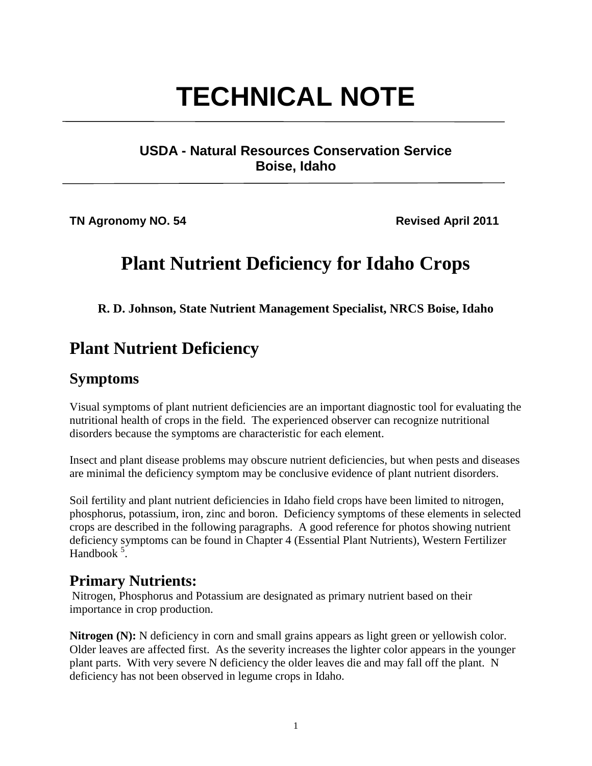# TECHNICAL NOTE

**USDA - Natural Resources Conservation Service**
**Boise, Idaho**

**TN Agronomy NO. 54** **Revised April 2011**

# Plant Nutrient Deficiency for Idaho Crops

**R. D. Johnson, State Nutrient Management Specialist, NRCS Boise, Idaho**

## Plant Nutrient Deficiency

### Symptoms

Visual symptoms of plant nutrient deficiencies are an important diagnostic tool for evaluating the nutritional health of crops in the field. The experienced observer can recognize nutritional disorders because the symptoms are characteristic for each element.

Insect and plant disease problems may obscure nutrient deficiencies, but when pests and diseases are minimal the deficiency symptom may be conclusive evidence of plant nutrient disorders.

Soil fertility and plant nutrient deficiencies in Idaho field crops have been limited to nitrogen, phosphorus, potassium, iron, zinc and boron. Deficiency symptoms of these elements in selected crops are described in the following paragraphs. A good reference for photos showing nutrient deficiency symptoms can be found in Chapter 4 (Essential Plant Nutrients), Western Fertilizer Handbook [5].

### Primary Nutrients:

Nitrogen, Phosphorus and Potassium are designated as primary nutrient based on their importance in crop production.

**Nitrogen (N):** N deficiency in corn and small grains appears as light green or yellowish color. Older leaves are affected first. As the severity increases the lighter color appears in the younger plant parts. With very severe N deficiency the older leaves die and may fall off the plant. N deficiency has not been observed in legume crops in Idaho.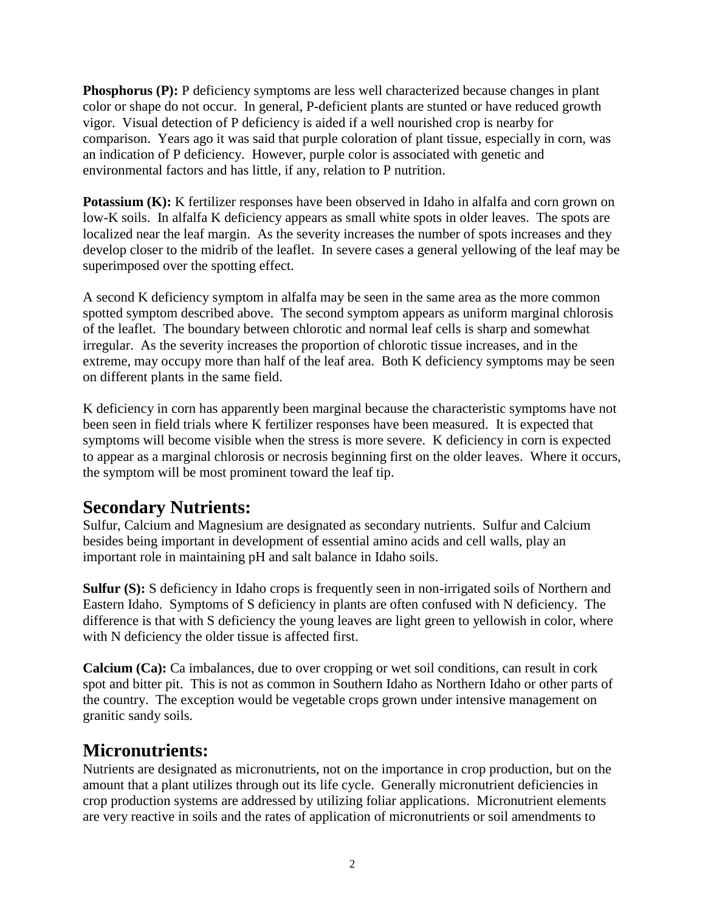**Phosphorus (P):** P deficiency symptoms are less well characterized because changes in plant color or shape do not occur. In general, P-deficient plants are stunted or have reduced growth vigor. Visual detection of P deficiency is aided if a well nourished crop is nearby for comparison. Years ago it was said that purple coloration of plant tissue, especially in corn, was an indication of P deficiency. However, purple color is associated with genetic and environmental factors and has little, if any, relation to P nutrition.

**Potassium (K):** K fertilizer responses have been observed in Idaho in alfalfa and corn grown on low-K soils. In alfalfa K deficiency appears as small white spots in older leaves. The spots are localized near the leaf margin. As the severity increases the number of spots increases and they develop closer to the midrib of the leaflet. In severe cases a general yellowing of the leaf may be superimposed over the spotting effect.

A second K deficiency symptom in alfalfa may be seen in the same area as the more common spotted symptom described above. The second symptom appears as uniform marginal chlorosis of the leaflet. The boundary between chlorotic and normal leaf cells is sharp and somewhat irregular. As the severity increases the proportion of chlorotic tissue increases, and in the extreme, may occupy more than half of the leaf area. Both K deficiency symptoms may be seen on different plants in the same field.

K deficiency in corn has apparently been marginal because the characteristic symptoms have not been seen in field trials where K fertilizer responses have been measured. It is expected that symptoms will become visible when the stress is more severe. K deficiency in corn is expected to appear as a marginal chlorosis or necrosis beginning first on the older leaves. Where it occurs, the symptom will be most prominent toward the leaf tip.

## Secondary Nutrients:

Sulfur, Calcium and Magnesium are designated as secondary nutrients. Sulfur and Calcium besides being important in development of essential amino acids and cell walls, play an important role in maintaining pH and salt balance in Idaho soils.

**Sulfur (S):** S deficiency in Idaho crops is frequently seen in non-irrigated soils of Northern and Eastern Idaho. Symptoms of S deficiency in plants are often confused with N deficiency. The difference is that with S deficiency the young leaves are light green to yellowish in color, where with N deficiency the older tissue is affected first.

**Calcium (Ca):** Ca imbalances, due to over cropping or wet soil conditions, can result in cork spot and bitter pit. This is not as common in Southern Idaho as Northern Idaho or other parts of the country. The exception would be vegetable crops grown under intensive management on granitic sandy soils.

## Micronutrients:

Nutrients are designated as micronutrients, not on the importance in crop production, but on the amount that a plant utilizes through out its life cycle. Generally micronutrient deficiencies in crop production systems are addressed by utilizing foliar applications. Micronutrient elements are very reactive in soils and the rates of application of micronutrients or soil amendments to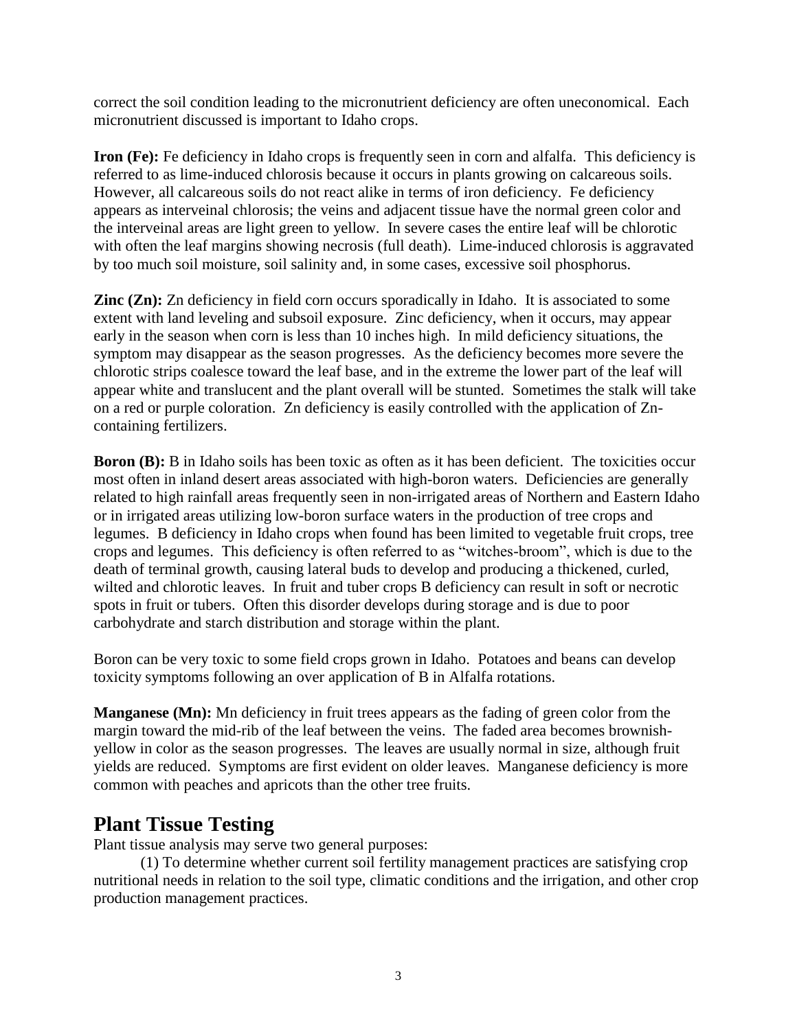correct the soil condition leading to the micronutrient deficiency are often uneconomical. Each micronutrient discussed is important to Idaho crops.

**Iron (Fe):** Fe deficiency in Idaho crops is frequently seen in corn and alfalfa. This deficiency is referred to as lime-induced chlorosis because it occurs in plants growing on calcareous soils. However, all calcareous soils do not react alike in terms of iron deficiency. Fe deficiency appears as interveinal chlorosis; the veins and adjacent tissue have the normal green color and the interveinal areas are light green to yellow. In severe cases the entire leaf will be chlorotic with often the leaf margins showing necrosis (full death). Lime-induced chlorosis is aggravated by too much soil moisture, soil salinity and, in some cases, excessive soil phosphorus.

**Zinc (Zn):** Zn deficiency in field corn occurs sporadically in Idaho. It is associated to some extent with land leveling and subsoil exposure. Zinc deficiency, when it occurs, may appear early in the season when corn is less than 10 inches high. In mild deficiency situations, the symptom may disappear as the season progresses. As the deficiency becomes more severe the chlorotic strips coalesce toward the leaf base, and in the extreme the lower part of the leaf will appear white and translucent and the plant overall will be stunted. Sometimes the stalk will take on a red or purple coloration. Zn deficiency is easily controlled with the application of Zn-containing fertilizers.

**Boron (B):** B in Idaho soils has been toxic as often as it has been deficient. The toxicities occur most often in inland desert areas associated with high-boron waters. Deficiencies are generally related to high rainfall areas frequently seen in non-irrigated areas of Northern and Eastern Idaho or in irrigated areas utilizing low-boron surface waters in the production of tree crops and legumes. B deficiency in Idaho crops when found has been limited to vegetable fruit crops, tree crops and legumes. This deficiency is often referred to as "witches-broom", which is due to the death of terminal growth, causing lateral buds to develop and producing a thickened, curled, wilted and chlorotic leaves. In fruit and tuber crops B deficiency can result in soft or necrotic spots in fruit or tubers. Often this disorder develops during storage and is due to poor carbohydrate and starch distribution and storage within the plant.

Boron can be very toxic to some field crops grown in Idaho. Potatoes and beans can develop toxicity symptoms following an over application of B in Alfalfa rotations.

**Manganese (Mn):** Mn deficiency in fruit trees appears as the fading of green color from the margin toward the mid-rib of the leaf between the veins. The faded area becomes brownish-yellow in color as the season progresses. The leaves are usually normal in size, although fruit yields are reduced. Symptoms are first evident on older leaves. Manganese deficiency is more common with peaches and apricots than the other tree fruits.

## Plant Tissue Testing

Plant tissue analysis may serve two general purposes:

(1) To determine whether current soil fertility management practices are satisfying crop nutritional needs in relation to the soil type, climatic conditions and the irrigation, and other crop production management practices.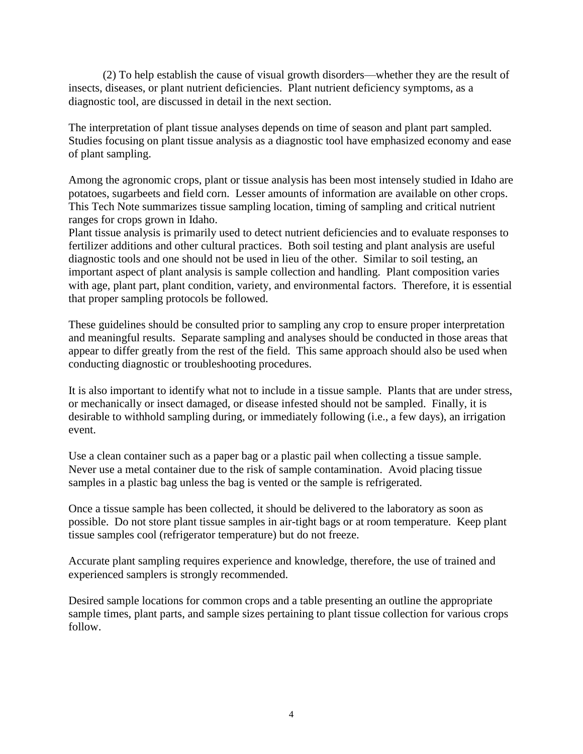(2) To help establish the cause of visual growth disorders—whether they are the result of insects, diseases, or plant nutrient deficiencies. Plant nutrient deficiency symptoms, as a diagnostic tool, are discussed in detail in the next section.

The interpretation of plant tissue analyses depends on time of season and plant part sampled. Studies focusing on plant tissue analysis as a diagnostic tool have emphasized economy and ease of plant sampling.

Among the agronomic crops, plant or tissue analysis has been most intensely studied in Idaho are potatoes, sugarbeets and field corn. Lesser amounts of information are available on other crops. This Tech Note summarizes tissue sampling location, timing of sampling and critical nutrient ranges for crops grown in Idaho.

Plant tissue analysis is primarily used to detect nutrient deficiencies and to evaluate responses to fertilizer additions and other cultural practices. Both soil testing and plant analysis are useful diagnostic tools and one should not be used in lieu of the other. Similar to soil testing, an important aspect of plant analysis is sample collection and handling. Plant composition varies with age, plant part, plant condition, variety, and environmental factors. Therefore, it is essential that proper sampling protocols be followed.

These guidelines should be consulted prior to sampling any crop to ensure proper interpretation and meaningful results. Separate sampling and analyses should be conducted in those areas that appear to differ greatly from the rest of the field. This same approach should also be used when conducting diagnostic or troubleshooting procedures.

It is also important to identify what not to include in a tissue sample. Plants that are under stress, or mechanically or insect damaged, or disease infested should not be sampled. Finally, it is desirable to withhold sampling during, or immediately following (i.e., a few days), an irrigation event.

Use a clean container such as a paper bag or a plastic pail when collecting a tissue sample. Never use a metal container due to the risk of sample contamination. Avoid placing tissue samples in a plastic bag unless the bag is vented or the sample is refrigerated.

Once a tissue sample has been collected, it should be delivered to the laboratory as soon as possible. Do not store plant tissue samples in air-tight bags or at room temperature. Keep plant tissue samples cool (refrigerator temperature) but do not freeze.

Accurate plant sampling requires experience and knowledge, therefore, the use of trained and experienced samplers is strongly recommended.

Desired sample locations for common crops and a table presenting an outline the appropriate sample times, plant parts, and sample sizes pertaining to plant tissue collection for various crops follow.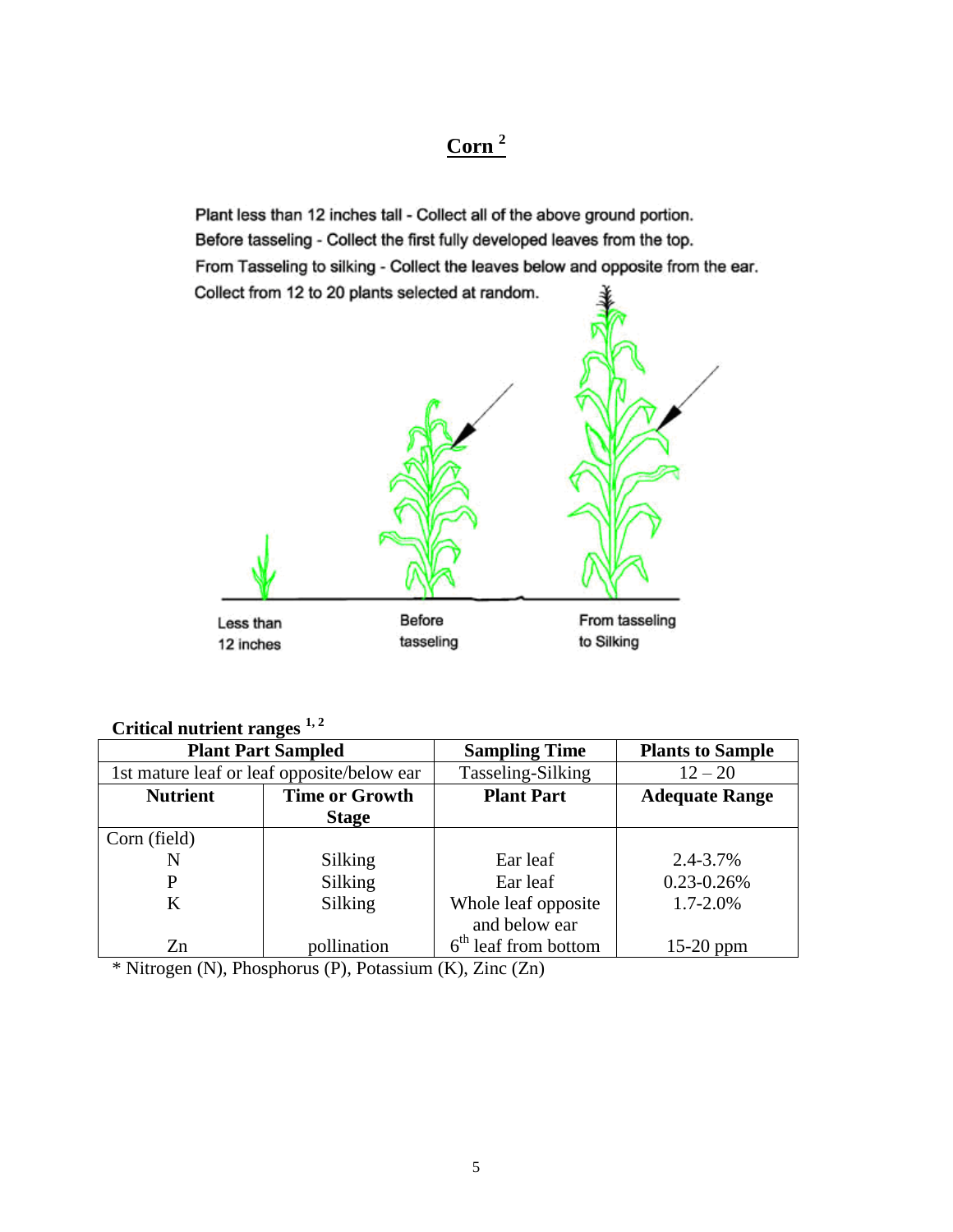## Corn [2]

Plant less than 12 inches tall - Collect all of the above ground portion.
Before tasseling - Collect the first fully developed leaves from the top.
From Tasseling to silking - Collect the leaves below and opposite from the ear.
Collect from 12 to 20 plants selected at random.

Less than 12 inches    Before tasseling    From tasseling to Silking

**Critical nutrient ranges [1, 2]**

| **Plant Part Sampled** | | **Sampling Time** | **Plants to Sample** |
|---|---|---|---|
| 1st mature leaf or leaf opposite/below ear | | Tasseling-Silking | 12 – 20 |
| **Nutrient** | **Time or Growth Stage** | **Plant Part** | **Adequate Range** |
| Corn (field) | | | |
| N | Silking | Ear leaf | 2.4-3.7% |
| P | Silking | Ear leaf | 0.23-0.26% |
| K | Silking | Whole leaf opposite and below ear | 1.7-2.0% |
| Zn | pollination | 6th leaf from bottom | 15-20 ppm |

* Nitrogen (N), Phosphorus (P), Potassium (K), Zinc (Zn)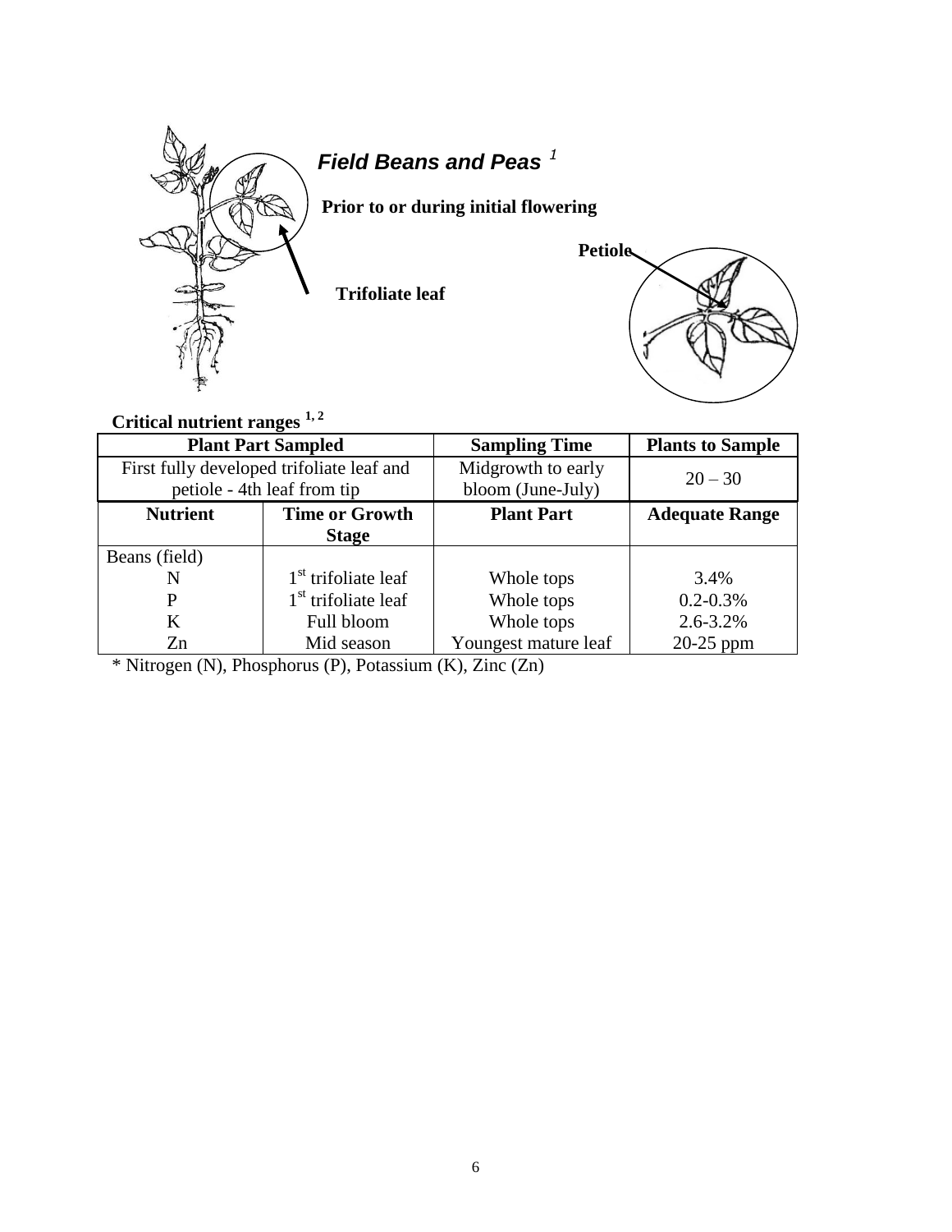## *Field Beans and Peas* [1]

**Prior to or during initial flowering**

Petiole

Trifoliate leaf

**Critical nutrient ranges [1, 2]**

| Plant Part Sampled | | Sampling Time | Plants to Sample |
|---|---|---|---|
| First fully developed trifoliate leaf and petiole - 4th leaf from tip | | Midgrowth to early bloom (June-July) | 20 – 30 |
| **Nutrient** | **Time or Growth Stage** | **Plant Part** | **Adequate Range** |
| Beans (field) | | | |
| N | 1st trifoliate leaf | Whole tops | 3.4% |
| P | 1st trifoliate leaf | Whole tops | 0.2-0.3% |
| K | Full bloom | Whole tops | 2.6-3.2% |
| Zn | Mid season | Youngest mature leaf | 20-25 ppm |

* Nitrogen (N), Phosphorus (P), Potassium (K), Zinc (Zn)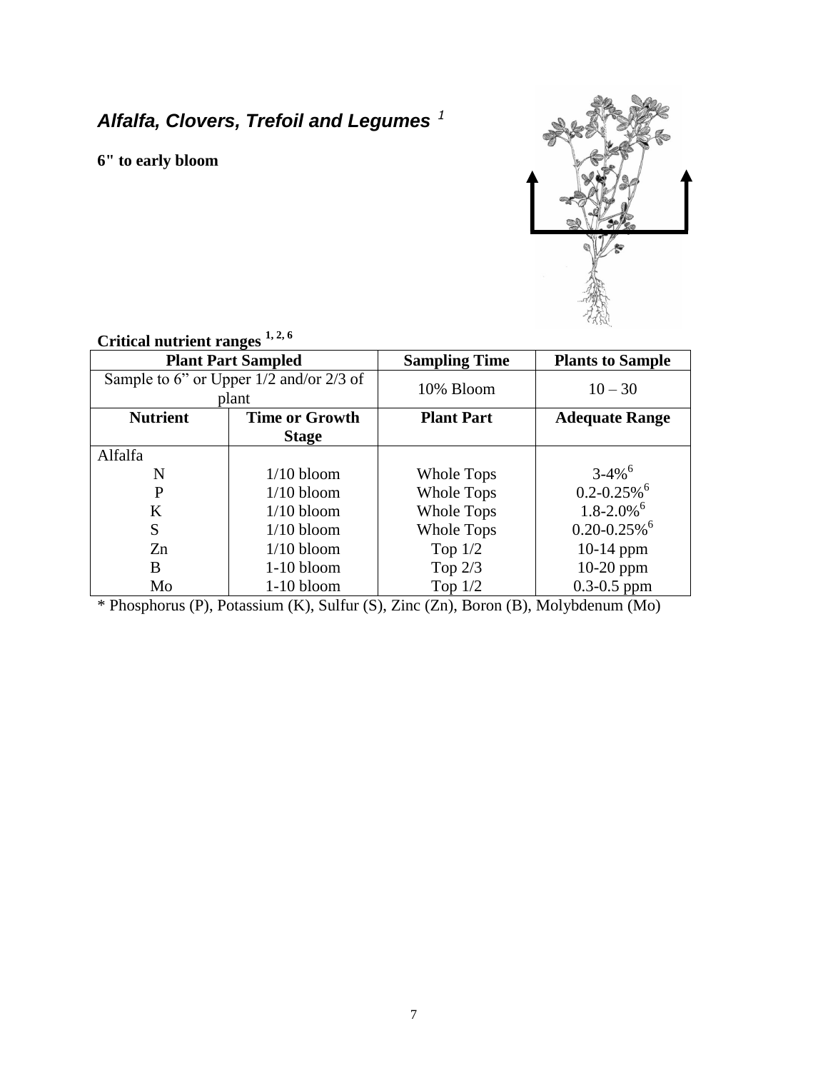## *Alfalfa, Clovers, Trefoil and Legumes* [1]

**6" to early bloom**

**Critical nutrient ranges** [1, 2, 6]

| **Plant Part Sampled** | | **Sampling Time** | **Plants to Sample** |
|---|---|---|---|
| Sample to 6” or Upper 1/2 and/or 2/3 of plant | | 10% Bloom | 10 – 30 |
| **Nutrient** | **Time or Growth Stage** | **Plant Part** | **Adequate Range** |
| Alfalfa | | | |
| N | 1/10 bloom | Whole Tops | 3-4% [6] |
| P | 1/10 bloom | Whole Tops | 0.2-0.25% [6] |
| K | 1/10 bloom | Whole Tops | 1.8-2.0% [6] |
| S | 1/10 bloom | Whole Tops | 0.20-0.25% [6] |
| Zn | 1/10 bloom | Top 1/2 | 10-14 ppm |
| B | 1-10 bloom | Top 2/3 | 10-20 ppm |
| Mo | 1-10 bloom | Top 1/2 | 0.3-0.5 ppm |

* Phosphorus (P), Potassium (K), Sulfur (S), Zinc (Zn), Boron (B), Molybdenum (Mo)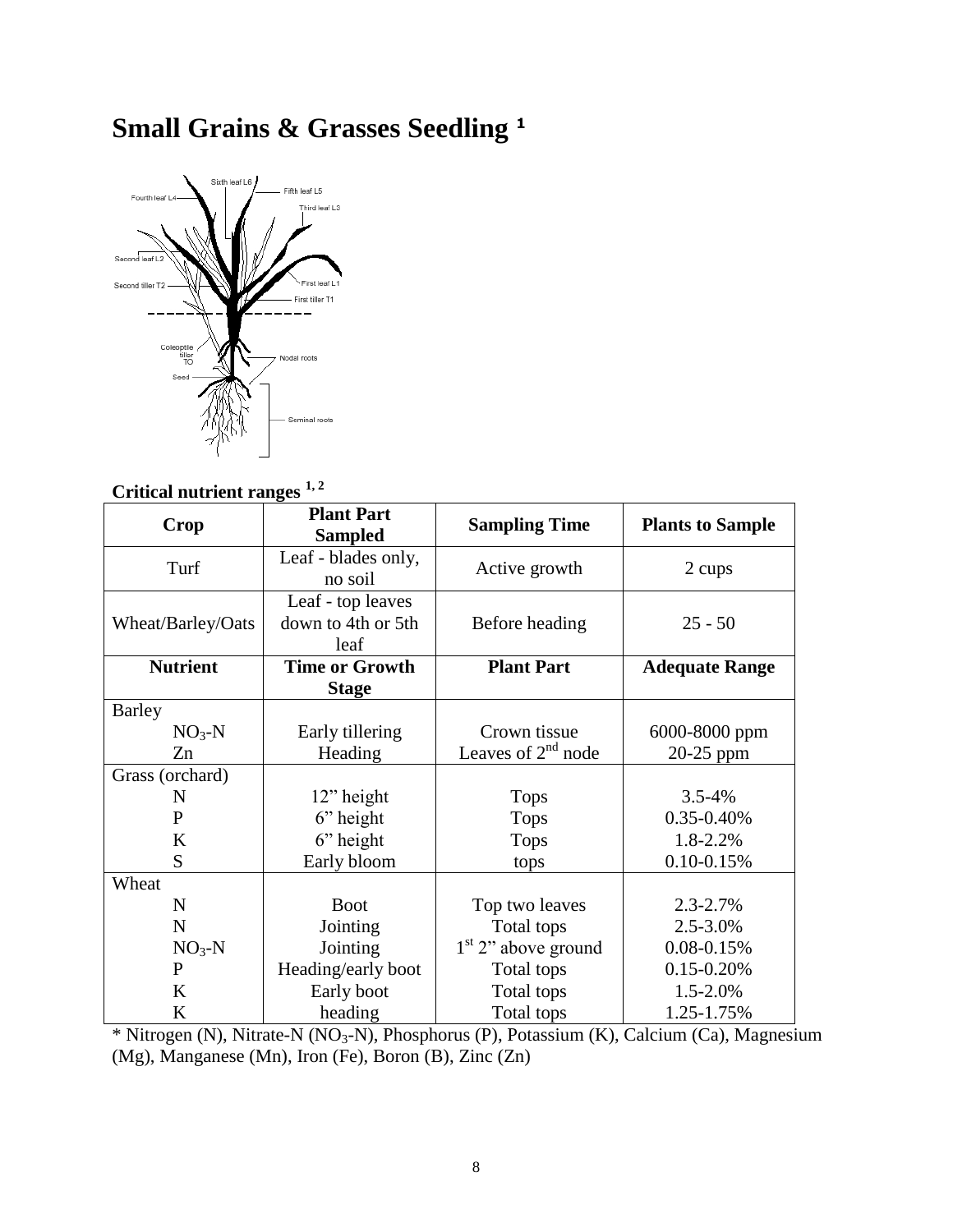# Small Grains & Grasses Seedling [1]

**Critical nutrient ranges [1, 2]**

| Crop | Plant Part Sampled | Sampling Time | Plants to Sample |
|---|---|---|---|
| Turf | Leaf - blades only, no soil | Active growth | 2 cups |
| Wheat/Barley/Oats | Leaf - top leaves down to 4th or 5th leaf | Before heading | 25 - 50 |
| **Nutrient** | **Time or Growth Stage** | **Plant Part** | **Adequate Range** |
| Barley | | | |
| $NO_3$-N | Early tillering | Crown tissue | 6000-8000 ppm |
| Zn | Heading | Leaves of 2nd node | 20-25 ppm |
| Grass (orchard) | | | |
| N | 12" height | Tops | 3.5-4% |
| P | 6" height | Tops | 0.35-0.40% |
| K | 6" height | Tops | 1.8-2.2% |
| S | Early bloom | tops | 0.10-0.15% |
| Wheat | | | |
| N | Boot | Top two leaves | 2.3-2.7% |
| N | Jointing | Total tops | 2.5-3.0% |
| $NO_3$-N | Jointing | 1st 2" above ground | 0.08-0.15% |
| P | Heading/early boot | Total tops | 0.15-0.20% |
| K | Early boot | Total tops | 1.5-2.0% |
| K | heading | Total tops | 1.25-1.75% |

* Nitrogen (N), Nitrate-N ($NO_3$-N), Phosphorus (P), Potassium (K), Calcium (Ca), Magnesium (Mg), Manganese (Mn), Iron (Fe), Boron (B), Zinc (Zn)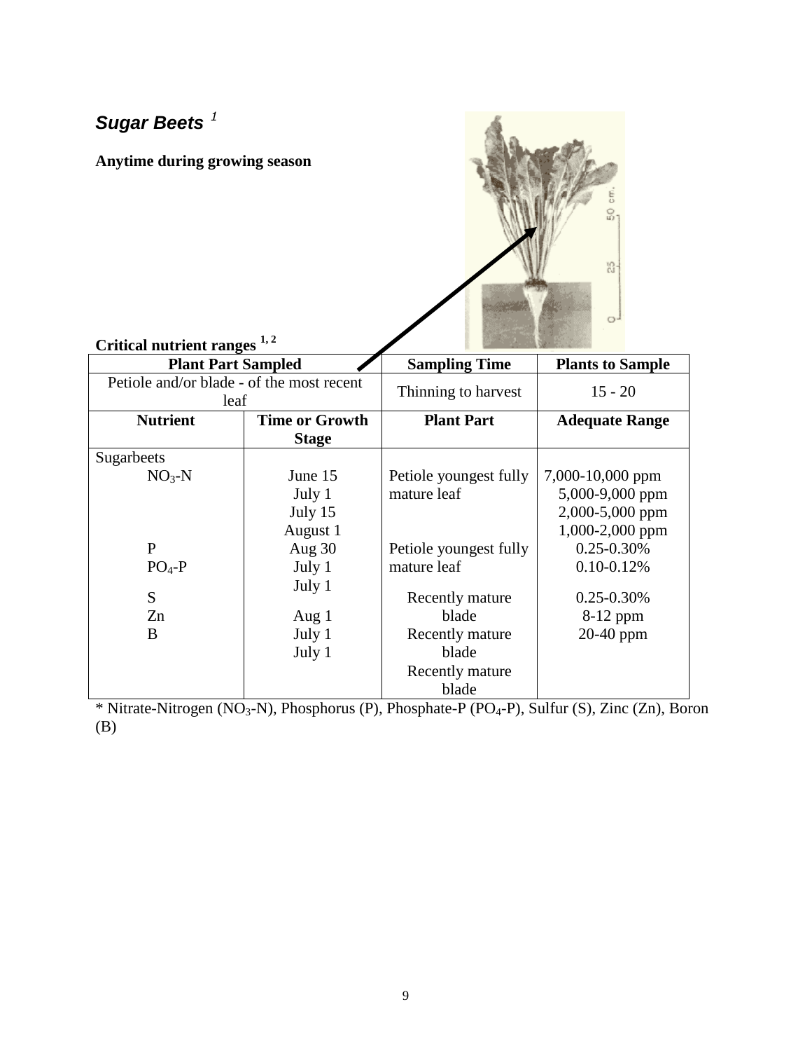## *Sugar Beets* [1]

**Anytime during growing season**

**Critical nutrient ranges** [1, 2]

| Plant Part Sampled | | Sampling Time | Plants to Sample |
|---|---|---|---|
| Petiole and/or blade - of the most recent leaf | | Thinning to harvest | 15 - 20 |
| **Nutrient** | **Time or Growth Stage** | **Plant Part** | **Adequate Range** |
| Sugarbeets | | | |
| $NO_3$-N | June 15 | Petiole youngest fully mature leaf | 7,000-10,000 ppm |
| | July 1 | | 5,000-9,000 ppm |
| | July 15 | | 2,000-5,000 ppm |
| | August 1 | | 1,000-2,000 ppm |
| P | Aug 30 | Petiole youngest fully mature leaf | 0.25-0.30% |
| $PO_4$-P | July 1 | | 0.10-0.12% |
| | July 1 | | |
| S | | Recently mature blade | 0.25-0.30% |
| Zn | Aug 1 | | 8-12 ppm |
| B | July 1 | Recently mature blade | 20-40 ppm |
| | July 1 | Recently mature blade | |

* Nitrate-Nitrogen ($NO_3$-N), Phosphorus (P), Phosphate-P ($PO_4$-P), Sulfur (S), Zinc (Zn), Boron (B)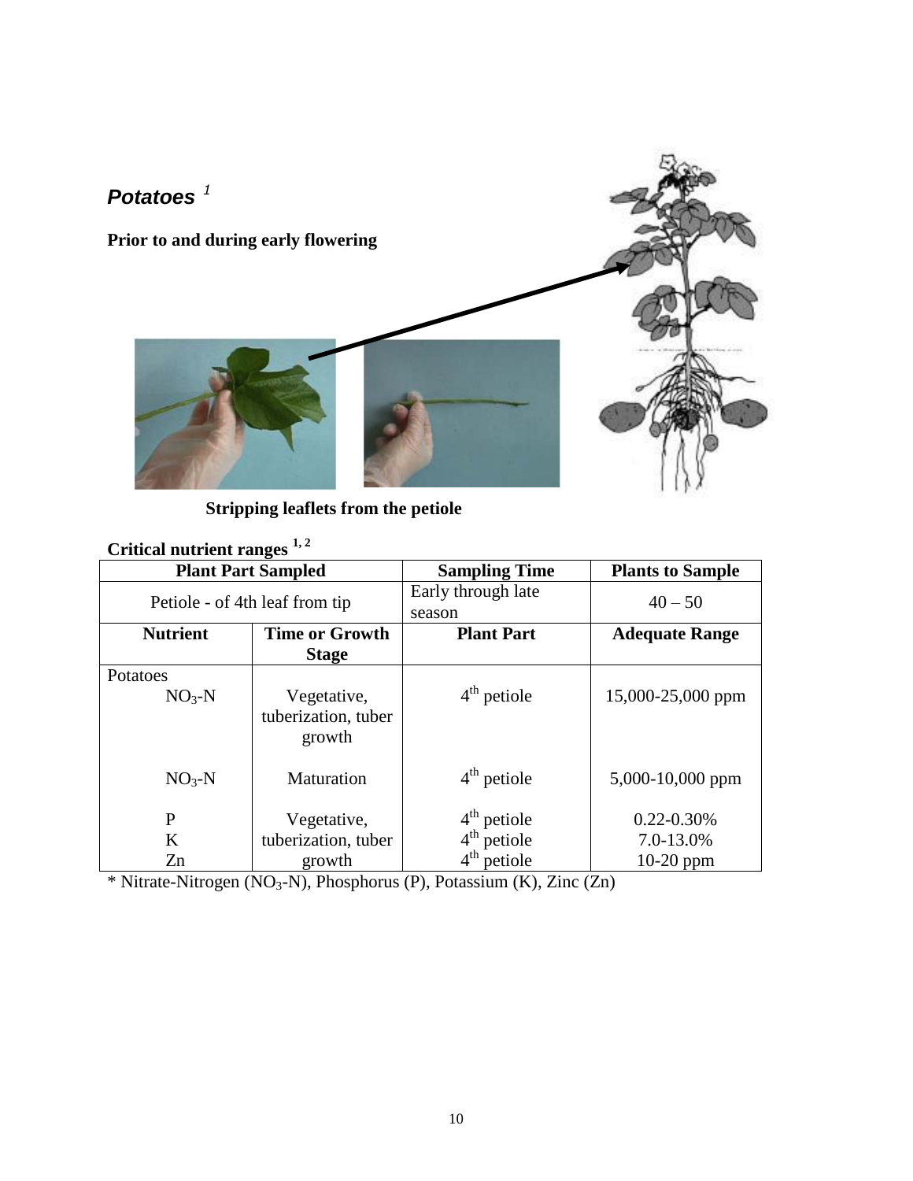## *Potatoes* [1]

**Prior to and during early flowering**

**Stripping leaflets from the petiole**

**Critical nutrient ranges** [1, 2]

| Plant Part Sampled | | Sampling Time | Plants to Sample |
|---|---|---|---|
| Petiole - of 4th leaf from tip | | Early through late season | 40 – 50 |
| **Nutrient** | **Time or Growth Stage** | **Plant Part** | **Adequate Range** |
| Potatoes | | | |
| $NO_3$-N | Vegetative, tuberization, tuber growth | $4^{th}$ petiole | 15,000-25,000 ppm |
| $NO_3$-N | Maturation | $4^{th}$ petiole | 5,000-10,000 ppm |
| P | Vegetative, tuberization, tuber growth | $4^{th}$ petiole | 0.22-0.30% |
| K | | $4^{th}$ petiole | 7.0-13.0% |
| Zn | | $4^{th}$ petiole | 10-20 ppm |

* Nitrate-Nitrogen ($NO_3$-N), Phosphorus (P), Potassium (K), Zinc (Zn)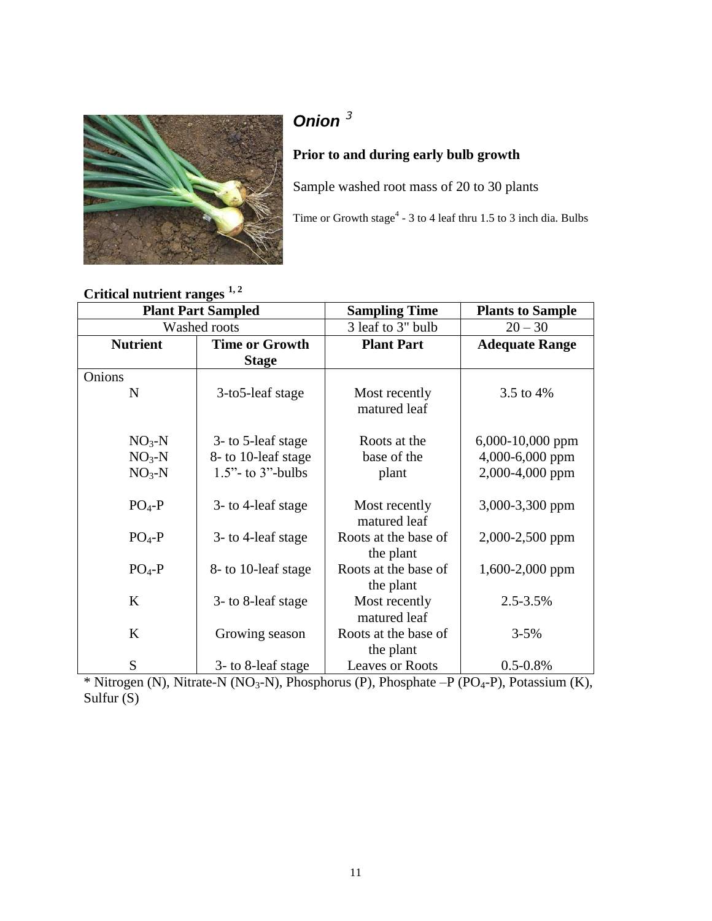## *Onion* [3]

**Prior to and during early bulb growth**

Sample washed root mass of 20 to 30 plants

Time or Growth stage[4] - 3 to 4 leaf thru 1.5 to 3 inch dia. Bulbs

**Critical nutrient ranges [1, 2]**

| Plant Part Sampled | | Sampling Time | Plants to Sample |
|---|---|---|---|
| Washed roots | | 3 leaf to 3" bulb | 20 – 30 |
| **Nutrient** | **Time or Growth Stage** | **Plant Part** | **Adequate Range** |
| Onions | | | |
| N | 3-to5-leaf stage | Most recently matured leaf | 3.5 to 4% |
| $NO_3$-N | 3- to 5-leaf stage | Roots at the base of the plant | 6,000-10,000 ppm |
| $NO_3$-N | 8- to 10-leaf stage | | 4,000-6,000 ppm |
| $NO_3$-N | 1.5"- to 3"-bulbs | | 2,000-4,000 ppm |
| $PO_4$-P | 3- to 4-leaf stage | Most recently matured leaf | 3,000-3,300 ppm |
| $PO_4$-P | 3- to 4-leaf stage | Roots at the base of the plant | 2,000-2,500 ppm |
| $PO_4$-P | 8- to 10-leaf stage | Roots at the base of the plant | 1,600-2,000 ppm |
| K | 3- to 8-leaf stage | Most recently matured leaf | 2.5-3.5% |
| K | Growing season | Roots at the base of the plant | 3-5% |
| S | 3- to 8-leaf stage | Leaves or Roots | 0.5-0.8% |

* Nitrogen (N), Nitrate-N ($NO_3$-N), Phosphorus (P), Phosphate –P ($PO_4$-P), Potassium (K), Sulfur (S)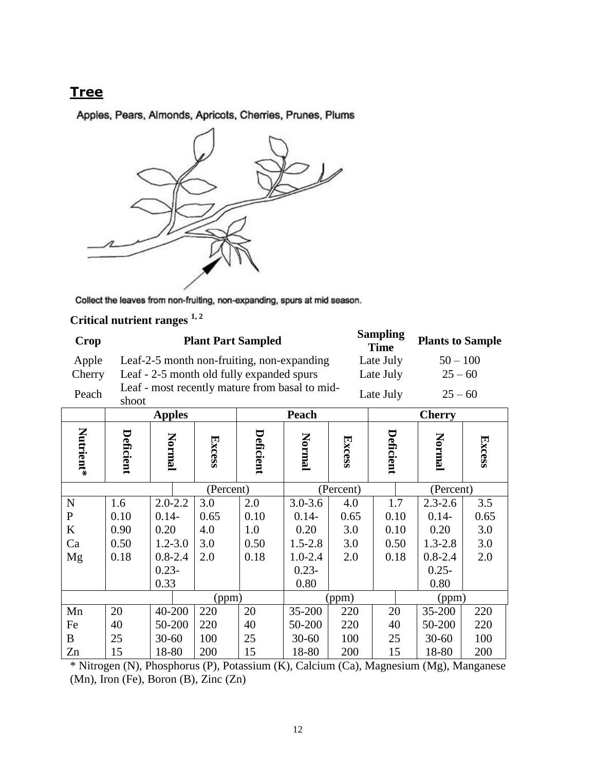## Tree

Apples, Pears, Almonds, Apricots, Cherries, Prunes, Plums

Collect the leaves from non-fruiting, non-expanding, spurs at mid season.

**Critical nutrient ranges [1, 2]**

| Crop | Plant Part Sampled | Sampling Time | Plants to Sample |
|---|---|---|---|
| Apple | Leaf-2-5 month non-fruiting, non-expanding | Late July | 50 – 100 |
| Cherry | Leaf - 2-5 month old fully expanded spurs | Late July | 25 – 60 |
| Peach | Leaf - most recently mature from basal to mid-shoot | Late July | 25 – 60 |

| | Apples | | | Peach | | | Cherry | | |
|---|---|---|---|---|---|---|---|---|---|
| Nutrient* | Deficient | Normal | Excess | Deficient | Normal | Excess | Deficient | Normal | Excess |
| | (Percent) | | | (Percent) | | | (Percent) | | |
| N | 1.6 | 2.0-2.2 | 3.0 | 2.0 | 3.0-3.6 | 4.0 | 1.7 | 2.3-2.6 | 3.5 |
| P | 0.10 | 0.14- | 0.65 | 0.10 | 0.14- | 0.65 | 0.10 | 0.14- | 0.65 |
| K | 0.90 | 0.20 | 4.0 | 1.0 | 0.20 | 3.0 | 0.10 | 0.20 | 3.0 |
| Ca | 0.50 | 1.2-3.0 | 3.0 | 0.50 | 1.5-2.8 | 3.0 | 0.50 | 1.3-2.8 | 3.0 |
| Mg | 0.18 | 0.8-2.4 | 2.0 | 0.18 | 1.0-2.4 | 2.0 | 0.18 | 0.8-2.4 | 2.0 |
| | | 0.23- | | | 0.23- | | | 0.25- | |
| | | 0.33 | | | 0.80 | | | 0.80 | |
| | (ppm) | | | (ppm) | | | (ppm) | | |
| Mn | 20 | 40-200 | 220 | 20 | 35-200 | 220 | 20 | 35-200 | 220 |
| Fe | 40 | 50-200 | 220 | 40 | 50-200 | 220 | 40 | 50-200 | 220 |
| B | 25 | 30-60 | 100 | 25 | 30-60 | 100 | 25 | 30-60 | 100 |
| Zn | 15 | 18-80 | 200 | 15 | 18-80 | 200 | 15 | 18-80 | 200 |

* Nitrogen (N), Phosphorus (P), Potassium (K), Calcium (Ca), Magnesium (Mg), Manganese (Mn), Iron (Fe), Boron (B), Zinc (Zn)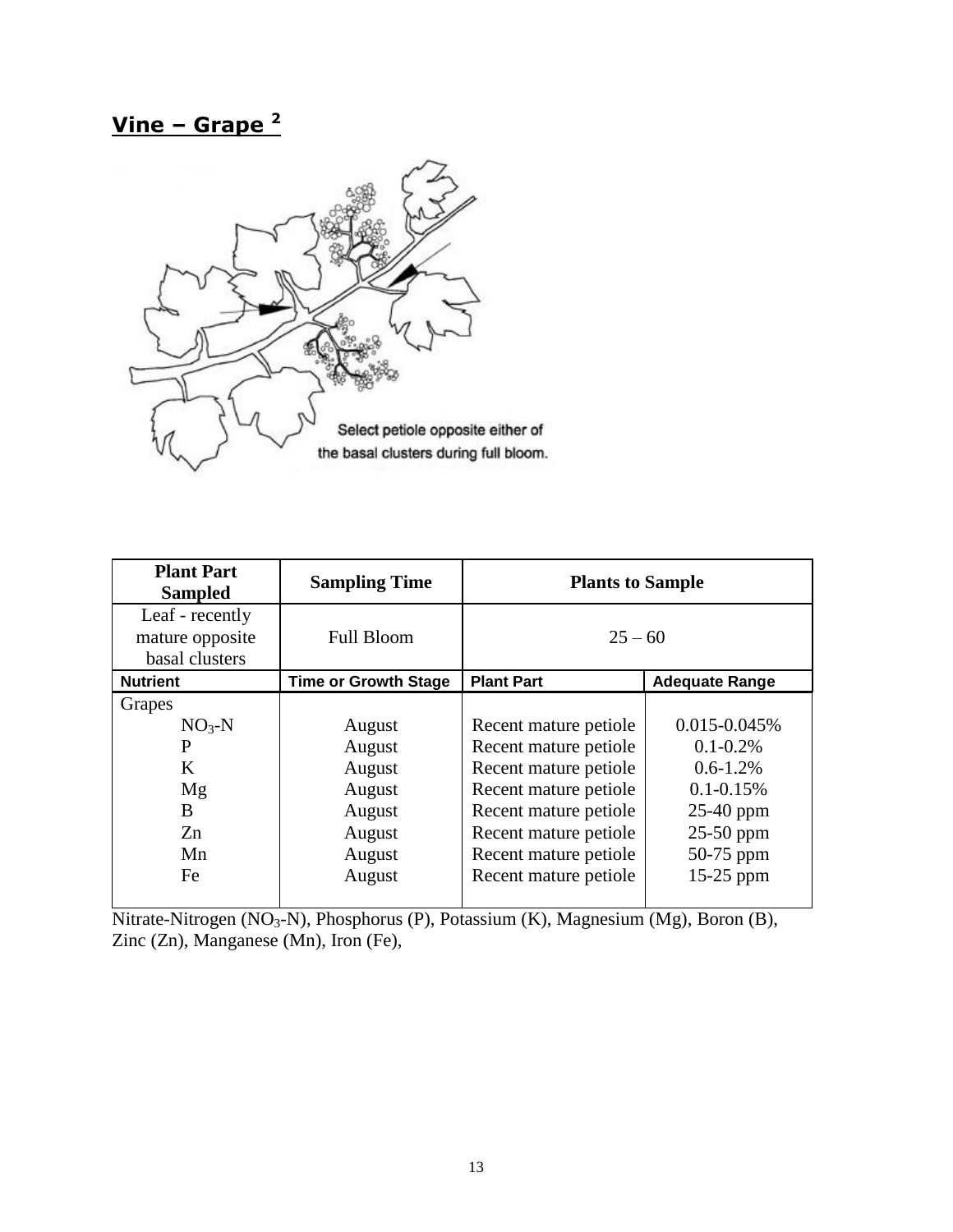## Vine – Grape [2]

Select petiole opposite either of the basal clusters during full bloom.

| Plant Part Sampled | Sampling Time | Plants to Sample | |
|---|---|---|---|
| Leaf - recently mature opposite basal clusters | Full Bloom | 25 – 60 | |
| **Nutrient** | **Time or Growth Stage** | **Plant Part** | **Adequate Range** |
| Grapes | | | |
| $NO_3$-N | August | Recent mature petiole | 0.015-0.045% |
| P | August | Recent mature petiole | 0.1-0.2% |
| K | August | Recent mature petiole | 0.6-1.2% |
| Mg | August | Recent mature petiole | 0.1-0.15% |
| B | August | Recent mature petiole | 25-40 ppm |
| Zn | August | Recent mature petiole | 25-50 ppm |
| Mn | August | Recent mature petiole | 50-75 ppm |
| Fe | August | Recent mature petiole | 15-25 ppm |

Nitrate-Nitrogen ($NO_3$-N), Phosphorus (P), Potassium (K), Magnesium (Mg), Boron (B), Zinc (Zn), Manganese (Mn), Iron (Fe),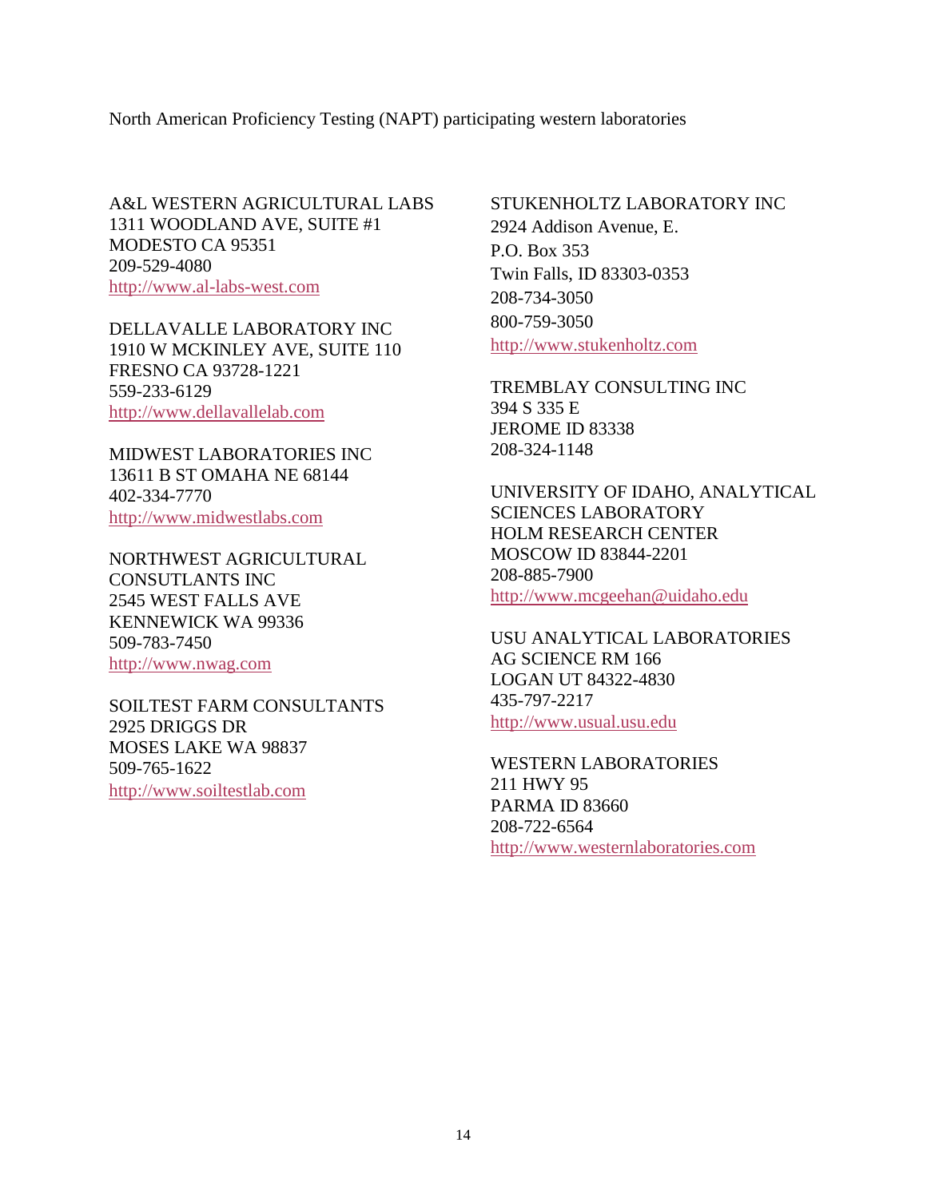North American Proficiency Testing (NAPT) participating western laboratories

A&L WESTERN AGRICULTURAL LABS
1311 WOODLAND AVE, SUITE #1
MODESTO CA 95351
209-529-4080
http://www.al-labs-west.com

DELLAVALLE LABORATORY INC
1910 W MCKINLEY AVE, SUITE 110
FRESNO CA 93728-1221
559-233-6129
http://www.dellavallelab.com

MIDWEST LABORATORIES INC
13611 B ST OMAHA NE 68144
402-334-7770
http://www.midwestlabs.com

NORTHWEST AGRICULTURAL CONSUTLANTS INC
2545 WEST FALLS AVE
KENNEWICK WA 99336
509-783-7450
http://www.nwag.com

SOILTEST FARM CONSULTANTS
2925 DRIGGS DR
MOSES LAKE WA 98837
509-765-1622
http://www.soiltestlab.com

STUKENHOLTZ LABORATORY INC
2924 Addison Avenue, E.
P.O. Box 353
Twin Falls, ID 83303-0353
208-734-3050
800-759-3050
http://www.stukenholtz.com

TREMBLAY CONSULTING INC
394 S 335 E
JEROME ID 83338
208-324-1148

UNIVERSITY OF IDAHO, ANALYTICAL SCIENCES LABORATORY
HOLM RESEARCH CENTER
MOSCOW ID 83844-2201
208-885-7900
http://www.mcgeehan@uidaho.edu

USU ANALYTICAL LABORATORIES
AG SCIENCE RM 166
LOGAN UT 84322-4830
435-797-2217
http://www.usual.usu.edu

WESTERN LABORATORIES
211 HWY 95
PARMA ID 83660
208-722-6564
http://www.westernlaboratories.com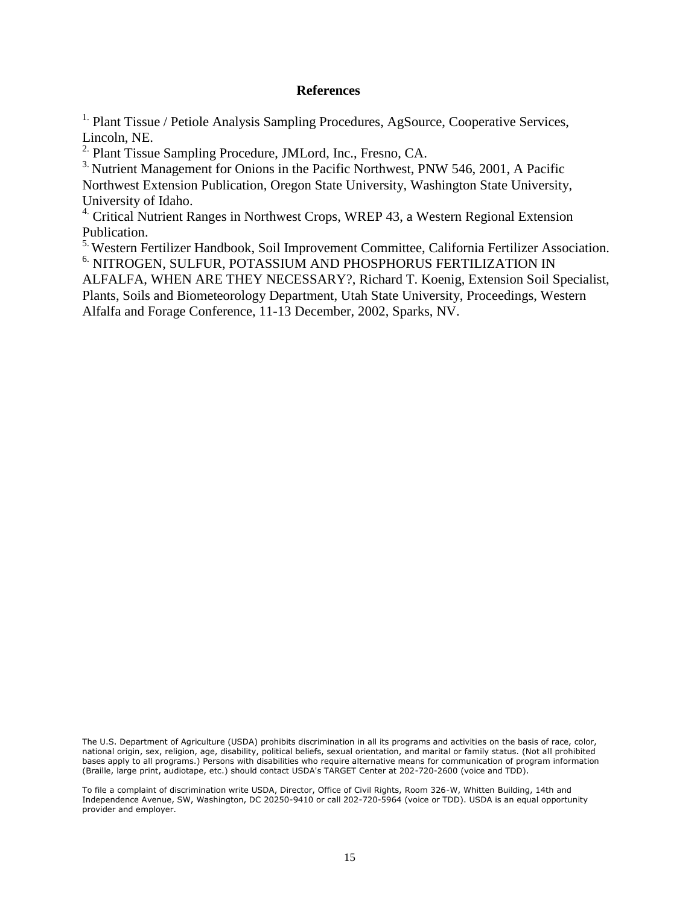## References

[1] Plant Tissue / Petiole Analysis Sampling Procedures, AgSource, Cooperative Services, Lincoln, NE.
[2] Plant Tissue Sampling Procedure, JMLord, Inc., Fresno, CA.
[3] Nutrient Management for Onions in the Pacific Northwest, PNW 546, 2001, A Pacific Northwest Extension Publication, Oregon State University, Washington State University, University of Idaho.
[4] Critical Nutrient Ranges in Northwest Crops, WREP 43, a Western Regional Extension Publication.
[5] Western Fertilizer Handbook, Soil Improvement Committee, California Fertilizer Association.
[6] NITROGEN, SULFUR, POTASSIUM AND PHOSPHORUS FERTILIZATION IN ALFALFA, WHEN ARE THEY NECESSARY?, Richard T. Koenig, Extension Soil Specialist, Plants, Soils and Biometeorology Department, Utah State University, Proceedings, Western Alfalfa and Forage Conference, 11-13 December, 2002, Sparks, NV.

The U.S. Department of Agriculture (USDA) prohibits discrimination in all its programs and activities on the basis of race, color, national origin, sex, religion, age, disability, political beliefs, sexual orientation, and marital or family status. (Not all prohibited bases apply to all programs.) Persons with disabilities who require alternative means for communication of program information (Braille, large print, audiotape, etc.) should contact USDA's TARGET Center at 202-720-2600 (voice and TDD).

To file a complaint of discrimination write USDA, Director, Office of Civil Rights, Room 326-W, Whitten Building, 14th and Independence Avenue, SW, Washington, DC 20250-9410 or call 202-720-5964 (voice or TDD). USDA is an equal opportunity provider and employer.